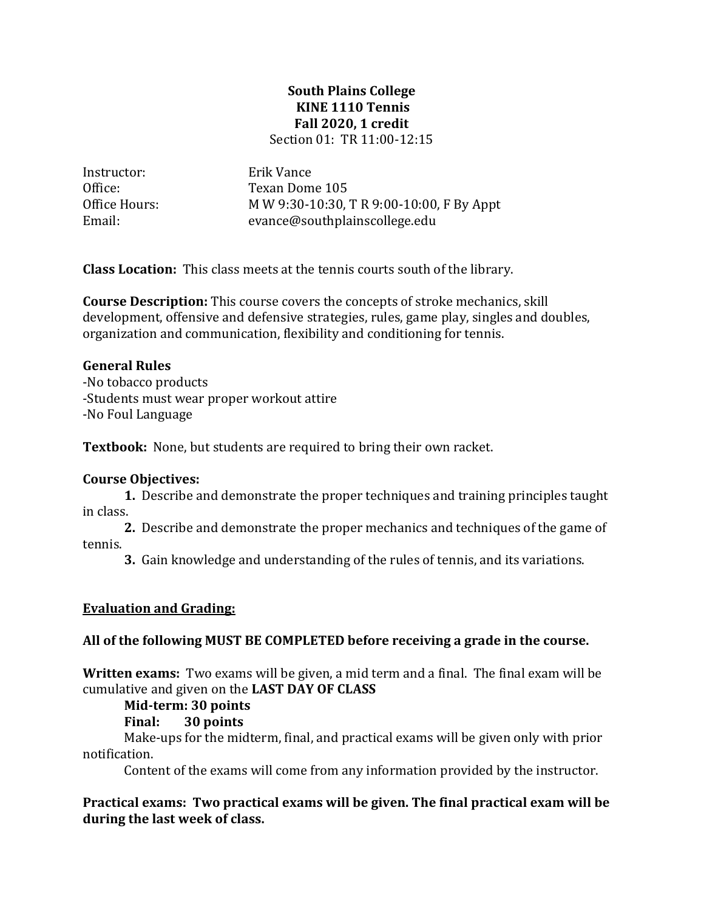**South Plains College**
**KINE 1110 Tennis**
**Fall 2020, 1 credit**
Section 01: TR 11:00-12:15

Instructor: Erik Vance
Office: Texan Dome 105
Office Hours: M W 9:30-10:30, T R 9:00-10:00, F By Appt
Email: evance@southplainscollege.edu

**Class Location:** This class meets at the tennis courts south of the library.

**Course Description:** This course covers the concepts of stroke mechanics, skill development, offensive and defensive strategies, rules, game play, singles and doubles, organization and communication, flexibility and conditioning for tennis.

**General Rules**
-No tobacco products
-Students must wear proper workout attire
-No Foul Language

**Textbook:** None, but students are required to bring their own racket.

**Course Objectives:**

**1.** Describe and demonstrate the proper techniques and training principles taught in class.

**2.** Describe and demonstrate the proper mechanics and techniques of the game of tennis.

**3.** Gain knowledge and understanding of the rules of tennis, and its variations.

**<u>Evaluation and Grading:</u>**

**All of the following MUST BE COMPLETED before receiving a grade in the course.**

**Written exams:** Two exams will be given, a mid term and a final. The final exam will be cumulative and given on the **LAST DAY OF CLASS**

**Mid-term: 30 points**
**Final: 30 points**

Make-ups for the midterm, final, and practical exams will be given only with prior notification.

Content of the exams will come from any information provided by the instructor.

**Practical exams: Two practical exams will be given. The final practical exam will be during the last week of class.**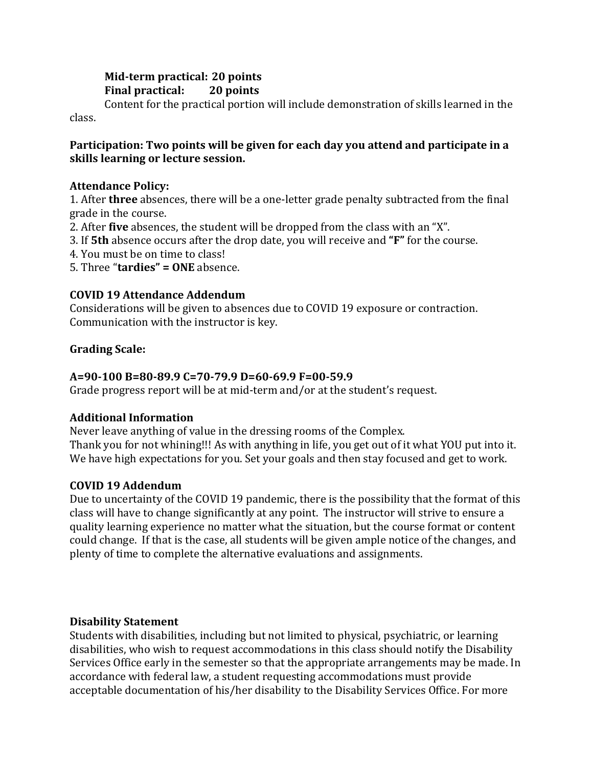**Mid-term practical: 20 points**
**Final practical: 20 points**
Content for the practical portion will include demonstration of skills learned in the class.

**Participation: Two points will be given for each day you attend and participate in a skills learning or lecture session.**

**Attendance Policy:**

1. After **three** absences, there will be a one-letter grade penalty subtracted from the final grade in the course.
2. After **five** absences, the student will be dropped from the class with an "X".
3. If **5th** absence occurs after the drop date, you will receive and **"F"** for the course.
4. You must be on time to class!
5. Three "**tardies" = ONE** absence.

**COVID 19 Attendance Addendum**
Considerations will be given to absences due to COVID 19 exposure or contraction. Communication with the instructor is key.

**Grading Scale:**

**A=90-100 B=80-89.9 C=70-79.9 D=60-69.9 F=00-59.9**
Grade progress report will be at mid-term and/or at the student's request.

**Additional Information**
Never leave anything of value in the dressing rooms of the Complex.
Thank you for not whining!!! As with anything in life, you get out of it what YOU put into it. We have high expectations for you. Set your goals and then stay focused and get to work.

**COVID 19 Addendum**
Due to uncertainty of the COVID 19 pandemic, there is the possibility that the format of this class will have to change significantly at any point. The instructor will strive to ensure a quality learning experience no matter what the situation, but the course format or content could change. If that is the case, all students will be given ample notice of the changes, and plenty of time to complete the alternative evaluations and assignments.

**Disability Statement**
Students with disabilities, including but not limited to physical, psychiatric, or learning disabilities, who wish to request accommodations in this class should notify the Disability Services Office early in the semester so that the appropriate arrangements may be made. In accordance with federal law, a student requesting accommodations must provide acceptable documentation of his/her disability to the Disability Services Office. For more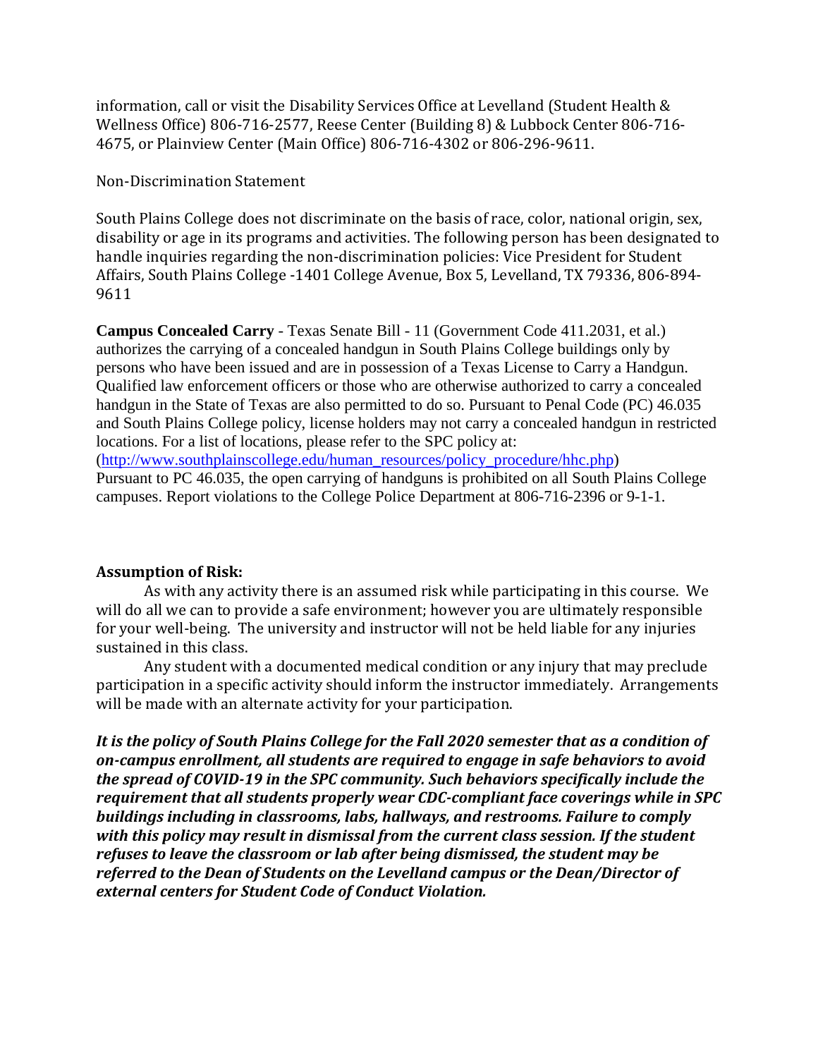information, call or visit the Disability Services Office at Levelland (Student Health & Wellness Office) 806-716-2577, Reese Center (Building 8) & Lubbock Center 806-716-4675, or Plainview Center (Main Office) 806-716-4302 or 806-296-9611.

Non-Discrimination Statement

South Plains College does not discriminate on the basis of race, color, national origin, sex, disability or age in its programs and activities. The following person has been designated to handle inquiries regarding the non-discrimination policies: Vice President for Student Affairs, South Plains College -1401 College Avenue, Box 5, Levelland, TX 79336, 806-894-9611

**Campus Concealed Carry** - Texas Senate Bill - 11 (Government Code 411.2031, et al.) authorizes the carrying of a concealed handgun in South Plains College buildings only by persons who have been issued and are in possession of a Texas License to Carry a Handgun. Qualified law enforcement officers or those who are otherwise authorized to carry a concealed handgun in the State of Texas are also permitted to do so. Pursuant to Penal Code (PC) 46.035 and South Plains College policy, license holders may not carry a concealed handgun in restricted locations. For a list of locations, please refer to the SPC policy at: (http://www.southplainscollege.edu/human_resources/policy_procedure/hhc.php) Pursuant to PC 46.035, the open carrying of handguns is prohibited on all South Plains College campuses. Report violations to the College Police Department at 806-716-2396 or 9-1-1.

**Assumption of Risk:**

As with any activity there is an assumed risk while participating in this course. We will do all we can to provide a safe environment; however you are ultimately responsible for your well-being. The university and instructor will not be held liable for any injuries sustained in this class.

Any student with a documented medical condition or any injury that may preclude participation in a specific activity should inform the instructor immediately. Arrangements will be made with an alternate activity for your participation.

***It is the policy of South Plains College for the Fall 2020 semester that as a condition of on-campus enrollment, all students are required to engage in safe behaviors to avoid the spread of COVID-19 in the SPC community. Such behaviors specifically include the requirement that all students properly wear CDC-compliant face coverings while in SPC buildings including in classrooms, labs, hallways, and restrooms. Failure to comply with this policy may result in dismissal from the current class session. If the student refuses to leave the classroom or lab after being dismissed, the student may be referred to the Dean of Students on the Levelland campus or the Dean/Director of external centers for Student Code of Conduct Violation.***